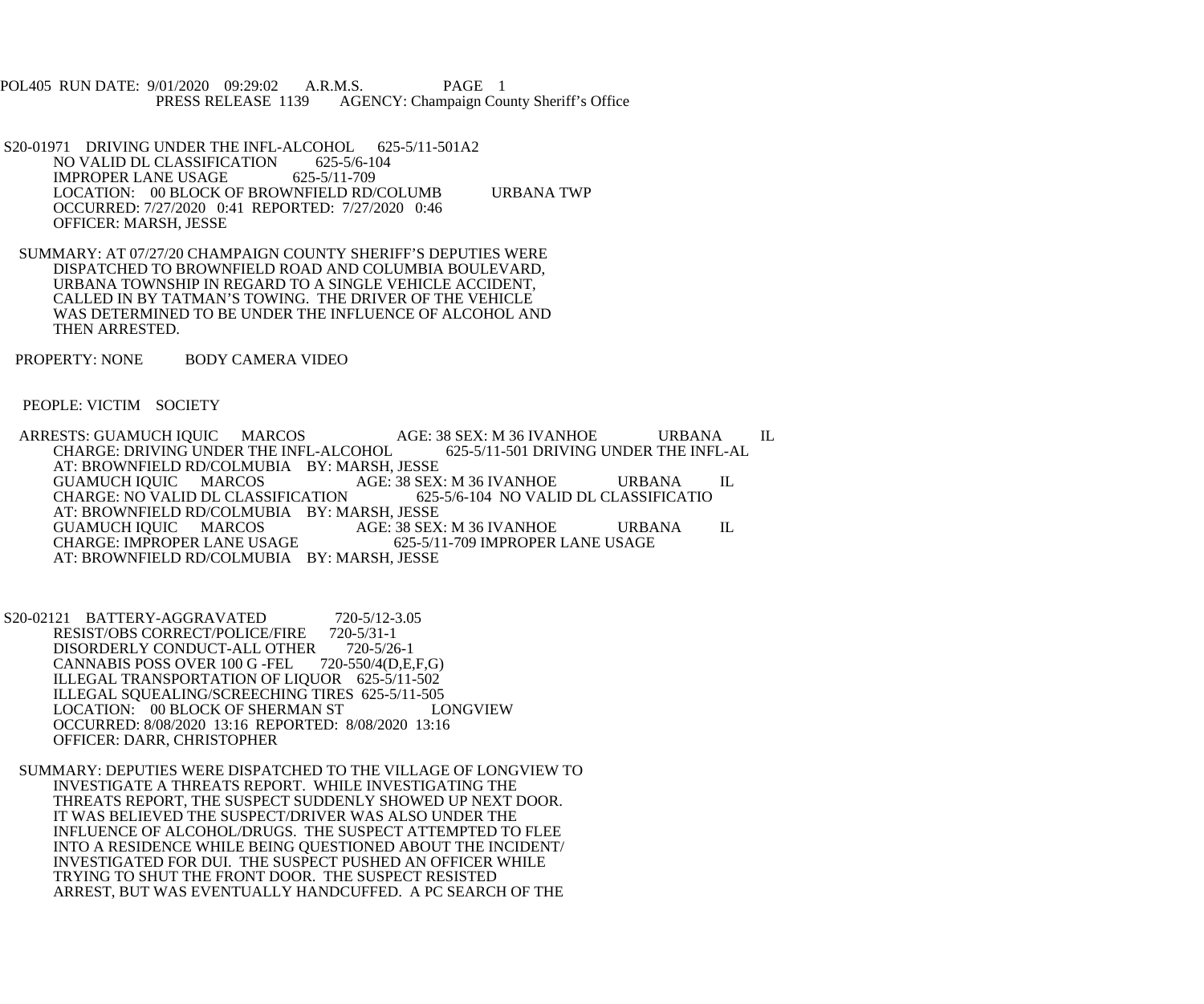POL405 RUN DATE: 9/01/2020 09:29:02 A.R.M.S. PAGE 1
PRESS RELEASE 1139 AGENCY: Champaign County Sheriff's Office

S20-01971 DRIVING UNDER THE INFL-ALCOHOL 625-5/11-501A2
NO VALID DL CLASSIFICATION 625-5/6-104
IMPROPER LANE USAGE 625-5/11-709
LOCATION: 00 BLOCK OF BROWNFIELD RD/COLUMB URBANA TWP
OCCURRED: 7/27/2020 0:41 REPORTED: 7/27/2020 0:46
OFFICER: MARSH, JESSE

SUMMARY: AT 07/27/20 CHAMPAIGN COUNTY SHERIFF'S DEPUTIES WERE DISPATCHED TO BROWNFIELD ROAD AND COLUMBIA BOULEVARD, URBANA TOWNSHIP IN REGARD TO A SINGLE VEHICLE ACCIDENT, CALLED IN BY TATMAN'S TOWING. THE DRIVER OF THE VEHICLE WAS DETERMINED TO BE UNDER THE INFLUENCE OF ALCOHOL AND THEN ARRESTED.

PROPERTY: NONE BODY CAMERA VIDEO

PEOPLE: VICTIM SOCIETY

ARRESTS: GUAMUCH IQUIC MARCOS AGE: 38 SEX: M 36 IVANHOE URBANA IL
CHARGE: DRIVING UNDER THE INFL-ALCOHOL 625-5/11-501 DRIVING UNDER THE INFL-AL
AT: BROWNFIELD RD/COLMUBIA BY: MARSH, JESSE
GUAMUCH IQUIC MARCOS AGE: 38 SEX: M 36 IVANHOE URBANA IL
CHARGE: NO VALID DL CLASSIFICATION 625-5/6-104 NO VALID DL CLASSIFICATIO
AT: BROWNFIELD RD/COLMUBIA BY: MARSH, JESSE
GUAMUCH IQUIC MARCOS AGE: 38 SEX: M 36 IVANHOE URBANA IL
CHARGE: IMPROPER LANE USAGE 625-5/11-709 IMPROPER LANE USAGE
AT: BROWNFIELD RD/COLMUBIA BY: MARSH, JESSE

S20-02121 BATTERY-AGGRAVATED 720-5/12-3.05
RESIST/OBS CORRECT/POLICE/FIRE 720-5/31-1
DISORDERLY CONDUCT-ALL OTHER 720-5/26-1
CANNABIS POSS OVER 100 G -FEL 720-550/4(D,E,F,G)
ILLEGAL TRANSPORTATION OF LIQUOR 625-5/11-502
ILLEGAL SQUEALING/SCREECHING TIRES 625-5/11-505
LOCATION: 00 BLOCK OF SHERMAN ST LONGVIEW
OCCURRED: 8/08/2020 13:16 REPORTED: 8/08/2020 13:16
OFFICER: DARR, CHRISTOPHER

SUMMARY: DEPUTIES WERE DISPATCHED TO THE VILLAGE OF LONGVIEW TO INVESTIGATE A THREATS REPORT. WHILE INVESTIGATING THE THREATS REPORT, THE SUSPECT SUDDENLY SHOWED UP NEXT DOOR. IT WAS BELIEVED THE SUSPECT/DRIVER WAS ALSO UNDER THE INFLUENCE OF ALCOHOL/DRUGS. THE SUSPECT ATTEMPTED TO FLEE INTO A RESIDENCE WHILE BEING QUESTIONED ABOUT THE INCIDENT/ INVESTIGATED FOR DUI. THE SUSPECT PUSHED AN OFFICER WHILE TRYING TO SHUT THE FRONT DOOR. THE SUSPECT RESISTED ARREST, BUT WAS EVENTUALLY HANDCUFFED. A PC SEARCH OF THE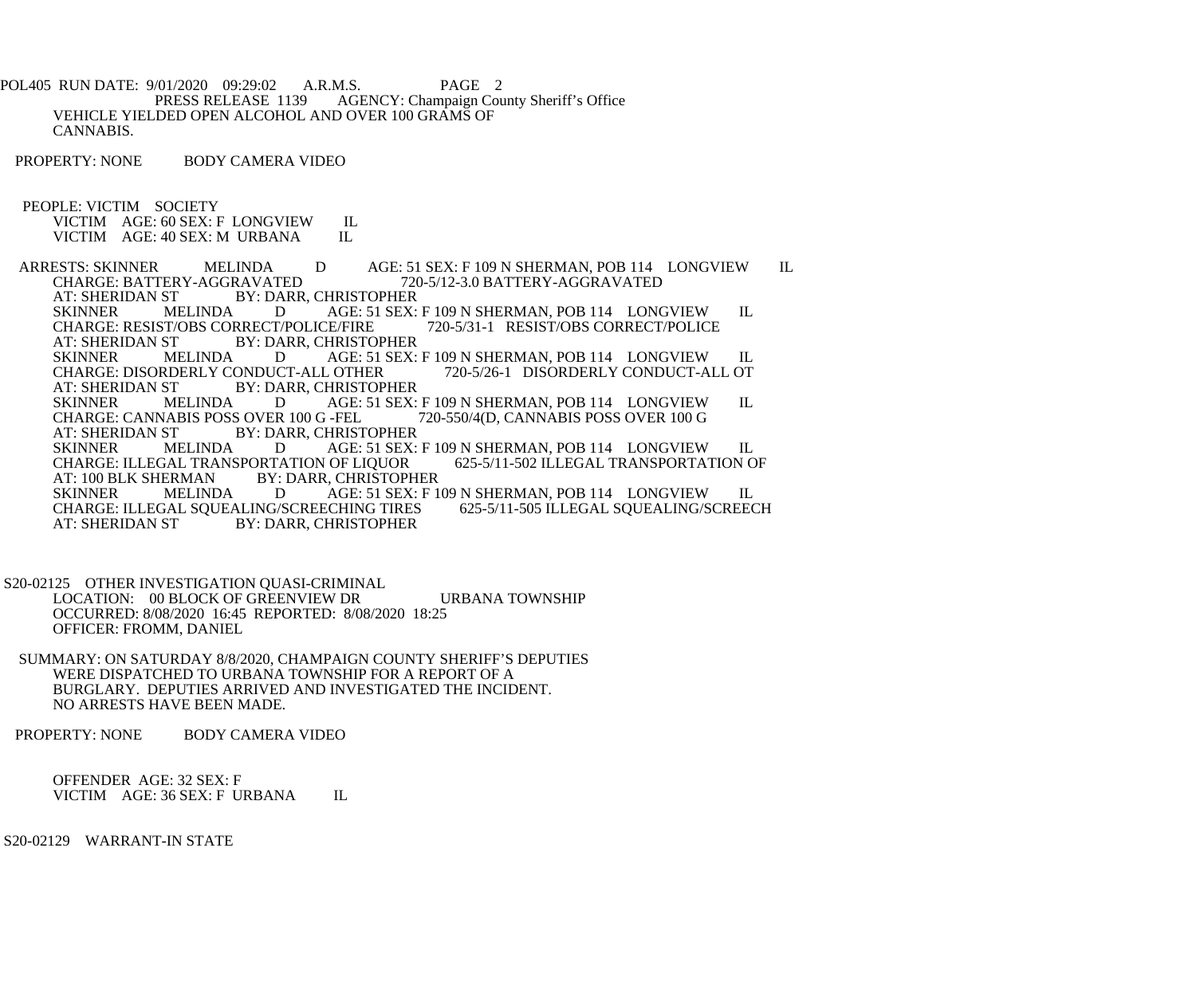VEHICLE YIELDED OPEN ALCOHOL AND OVER 100 GRAMS OF CANNABIS.

PROPERTY: NONE BODY CAMERA VIDEO

PEOPLE: VICTIM SOCIETY
VICTIM AGE: 60 SEX: F LONGVIEW IL
VICTIM AGE: 40 SEX: M URBANA IL

ARRESTS: SKINNER MELINDA D AGE: 51 SEX: F 109 N SHERMAN, POB 114 LONGVIEW IL
CHARGE: BATTERY-AGGRAVATED 720-5/12-3.0 BATTERY-AGGRAVATED
AT: SHERIDAN ST BY: DARR, CHRISTOPHER
SKINNER MELINDA D AGE: 51 SEX: F 109 N SHERMAN, POB 114 LONGVIEW IL
CHARGE: RESIST/OBS CORRECT/POLICE/FIRE 720-5/31-1 RESIST/OBS CORRECT/POLICE
AT: SHERIDAN ST BY: DARR, CHRISTOPHER
SKINNER MELINDA D AGE: 51 SEX: F 109 N SHERMAN, POB 114 LONGVIEW IL
CHARGE: DISORDERLY CONDUCT-ALL OTHER 720-5/26-1 DISORDERLY CONDUCT-ALL OT
AT: SHERIDAN ST BY: DARR, CHRISTOPHER
SKINNER MELINDA D AGE: 51 SEX: F 109 N SHERMAN, POB 114 LONGVIEW IL
CHARGE: CANNABIS POSS OVER 100 G -FEL 720-550/4(D, CANNABIS POSS OVER 100 G
AT: SHERIDAN ST BY: DARR, CHRISTOPHER
SKINNER MELINDA D AGE: 51 SEX: F 109 N SHERMAN, POB 114 LONGVIEW IL
CHARGE: ILLEGAL TRANSPORTATION OF LIQUOR 625-5/11-502 ILLEGAL TRANSPORTATION OF
AT: 100 BLK SHERMAN BY: DARR, CHRISTOPHER
SKINNER MELINDA D AGE: 51 SEX: F 109 N SHERMAN, POB 114 LONGVIEW IL
CHARGE: ILLEGAL SQUEALING/SCREECHING TIRES 625-5/11-505 ILLEGAL SQUEALING/SCREECH
AT: SHERIDAN ST BY: DARR, CHRISTOPHER

S20-02125 OTHER INVESTIGATION QUASI-CRIMINAL
LOCATION: 00 BLOCK OF GREENVIEW DR URBANA TOWNSHIP
OCCURRED: 8/08/2020 16:45 REPORTED: 8/08/2020 18:25
OFFICER: FROMM, DANIEL

SUMMARY: ON SATURDAY 8/8/2020, CHAMPAIGN COUNTY SHERIFF'S DEPUTIES WERE DISPATCHED TO URBANA TOWNSHIP FOR A REPORT OF A BURGLARY. DEPUTIES ARRIVED AND INVESTIGATED THE INCIDENT. NO ARRESTS HAVE BEEN MADE.

PROPERTY: NONE BODY CAMERA VIDEO

OFFENDER AGE: 32 SEX: F
VICTIM AGE: 36 SEX: F URBANA IL

S20-02129 WARRANT-IN STATE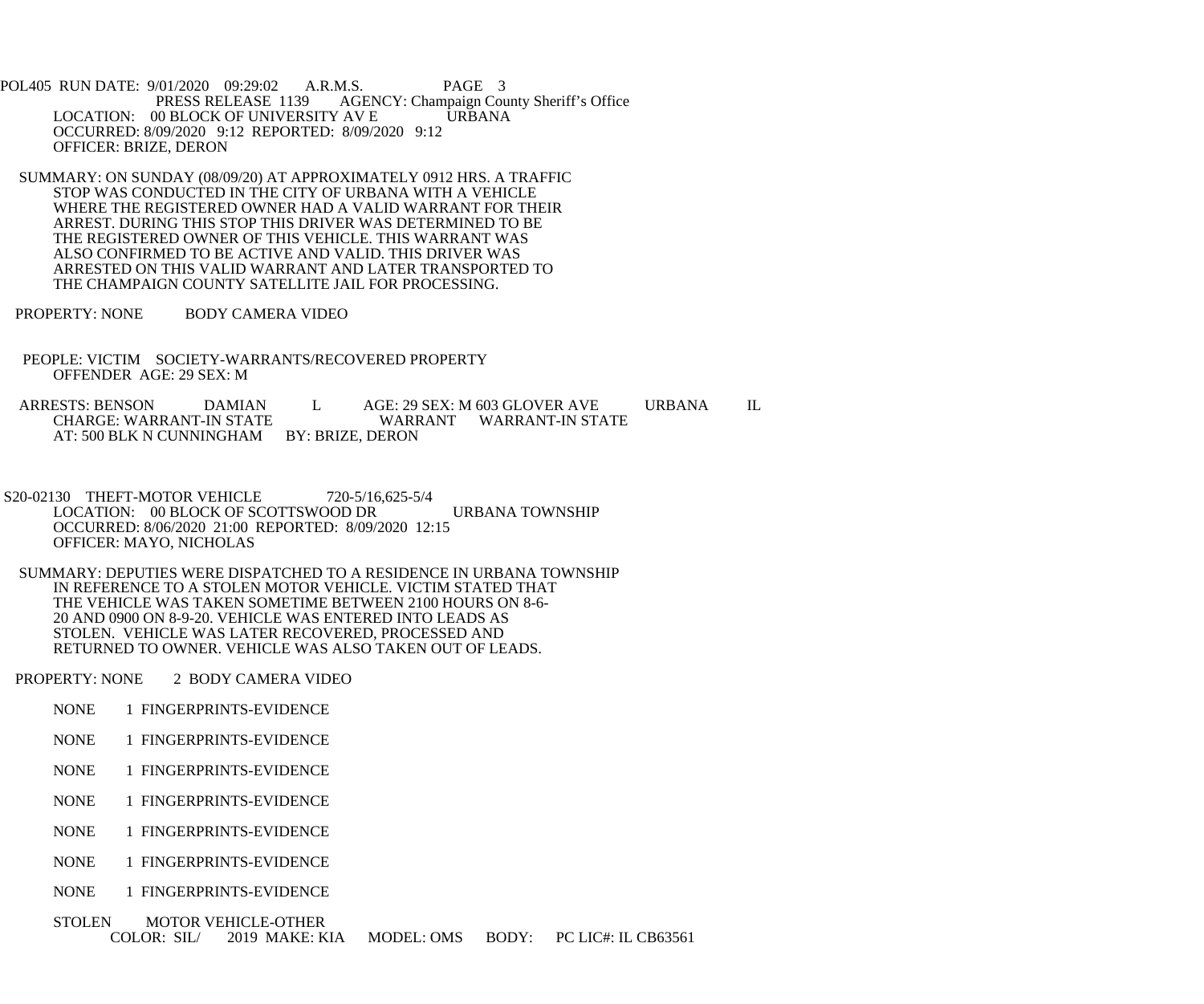POL405 RUN DATE: 9/01/2020 09:29:02 A.R.M.S. PAGE 3
PRESS RELEASE 1139 AGENCY: Champaign County Sheriff's Office

LOCATION: 00 BLOCK OF UNIVERSITY AV E URBANA
OCCURRED: 8/09/2020 9:12 REPORTED: 8/09/2020 9:12
OFFICER: BRIZE, DERON

SUMMARY: ON SUNDAY (08/09/20) AT APPROXIMATELY 0912 HRS. A TRAFFIC STOP WAS CONDUCTED IN THE CITY OF URBANA WITH A VEHICLE WHERE THE REGISTERED OWNER HAD A VALID WARRANT FOR THEIR ARREST. DURING THIS STOP THIS DRIVER WAS DETERMINED TO BE THE REGISTERED OWNER OF THIS VEHICLE. THIS WARRANT WAS ALSO CONFIRMED TO BE ACTIVE AND VALID. THIS DRIVER WAS ARRESTED ON THIS VALID WARRANT AND LATER TRANSPORTED TO THE CHAMPAIGN COUNTY SATELLITE JAIL FOR PROCESSING.

PROPERTY: NONE BODY CAMERA VIDEO

PEOPLE: VICTIM SOCIETY-WARRANTS/RECOVERED PROPERTY
OFFENDER AGE: 29 SEX: M

ARRESTS: BENSON DAMIAN L AGE: 29 SEX: M 603 GLOVER AVE URBANA IL
CHARGE: WARRANT-IN STATE WARRANT WARRANT-IN STATE
AT: 500 BLK N CUNNINGHAM BY: BRIZE, DERON

S20-02130 THEFT-MOTOR VEHICLE 720-5/16,625-5/4
LOCATION: 00 BLOCK OF SCOTTSWOOD DR URBANA TOWNSHIP
OCCURRED: 8/06/2020 21:00 REPORTED: 8/09/2020 12:15
OFFICER: MAYO, NICHOLAS

SUMMARY: DEPUTIES WERE DISPATCHED TO A RESIDENCE IN URBANA TOWNSHIP IN REFERENCE TO A STOLEN MOTOR VEHICLE. VICTIM STATED THAT THE VEHICLE WAS TAKEN SOMETIME BETWEEN 2100 HOURS ON 8-6-20 AND 0900 ON 8-9-20. VEHICLE WAS ENTERED INTO LEADS AS STOLEN. VEHICLE WAS LATER RECOVERED, PROCESSED AND RETURNED TO OWNER. VEHICLE WAS ALSO TAKEN OUT OF LEADS.

PROPERTY: NONE 2 BODY CAMERA VIDEO

NONE 1 FINGERPRINTS-EVIDENCE

NONE 1 FINGERPRINTS-EVIDENCE

NONE 1 FINGERPRINTS-EVIDENCE

NONE 1 FINGERPRINTS-EVIDENCE

NONE 1 FINGERPRINTS-EVIDENCE

NONE 1 FINGERPRINTS-EVIDENCE

NONE 1 FINGERPRINTS-EVIDENCE

STOLEN MOTOR VEHICLE-OTHER
COLOR: SIL/ 2019 MAKE: KIA MODEL: OMS BODY: PC LIC#: IL CB63561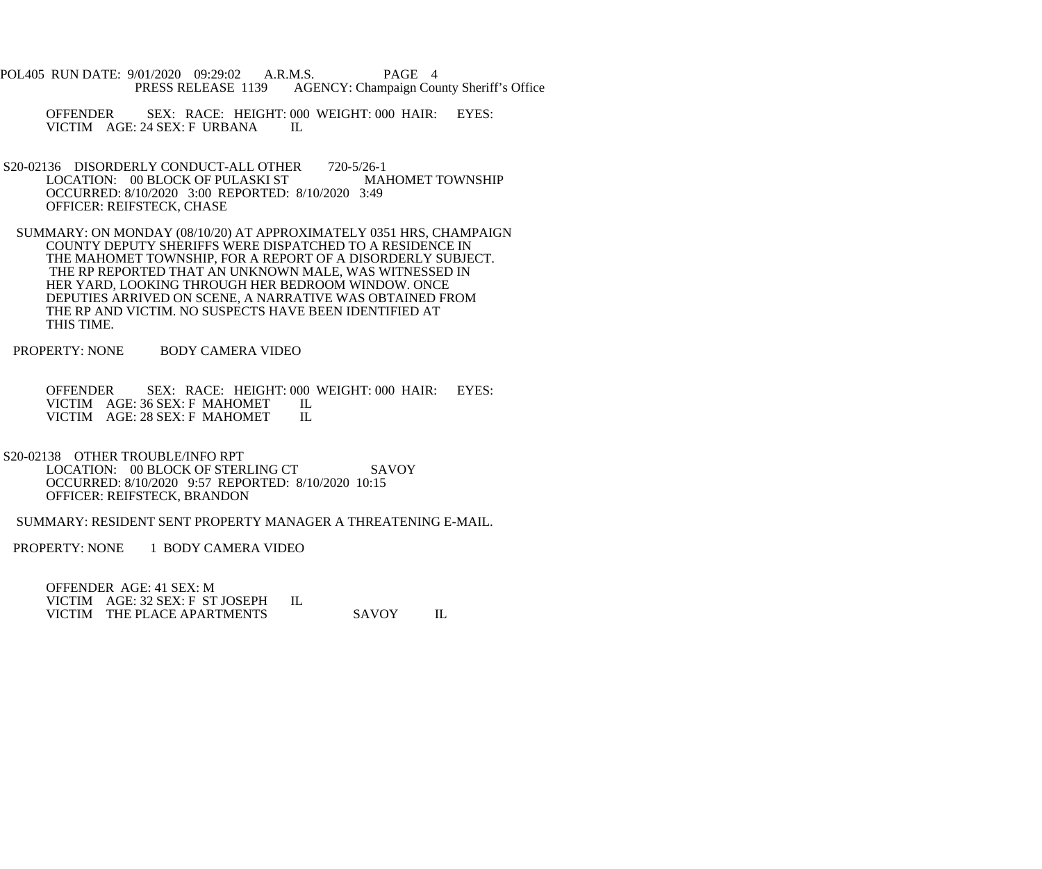OFFENDER SEX: RACE: HEIGHT: 000 WEIGHT: 000 HAIR: EYES:
VICTIM AGE: 24 SEX: F URBANA IL

S20-02136 DISORDERLY CONDUCT-ALL OTHER 720-5/26-1
LOCATION: 00 BLOCK OF PULASKI ST MAHOMET TOWNSHIP
OCCURRED: 8/10/2020 3:00 REPORTED: 8/10/2020 3:49
OFFICER: REIFSTECK, CHASE

SUMMARY: ON MONDAY (08/10/20) AT APPROXIMATELY 0351 HRS, CHAMPAIGN COUNTY DEPUTY SHERIFFS WERE DISPATCHED TO A RESIDENCE IN THE MAHOMET TOWNSHIP, FOR A REPORT OF A DISORDERLY SUBJECT. THE RP REPORTED THAT AN UNKNOWN MALE, WAS WITNESSED IN HER YARD, LOOKING THROUGH HER BEDROOM WINDOW. ONCE DEPUTIES ARRIVED ON SCENE, A NARRATIVE WAS OBTAINED FROM THE RP AND VICTIM. NO SUSPECTS HAVE BEEN IDENTIFIED AT THIS TIME.

PROPERTY: NONE BODY CAMERA VIDEO

OFFENDER SEX: RACE: HEIGHT: 000 WEIGHT: 000 HAIR: EYES:
VICTIM AGE: 36 SEX: F MAHOMET IL
VICTIM AGE: 28 SEX: F MAHOMET IL

S20-02138 OTHER TROUBLE/INFO RPT
LOCATION: 00 BLOCK OF STERLING CT SAVOY
OCCURRED: 8/10/2020 9:57 REPORTED: 8/10/2020 10:15
OFFICER: REIFSTECK, BRANDON

SUMMARY: RESIDENT SENT PROPERTY MANAGER A THREATENING E-MAIL.

PROPERTY: NONE 1 BODY CAMERA VIDEO

OFFENDER AGE: 41 SEX: M
VICTIM AGE: 32 SEX: F ST JOSEPH IL
VICTIM THE PLACE APARTMENTS SAVOY IL